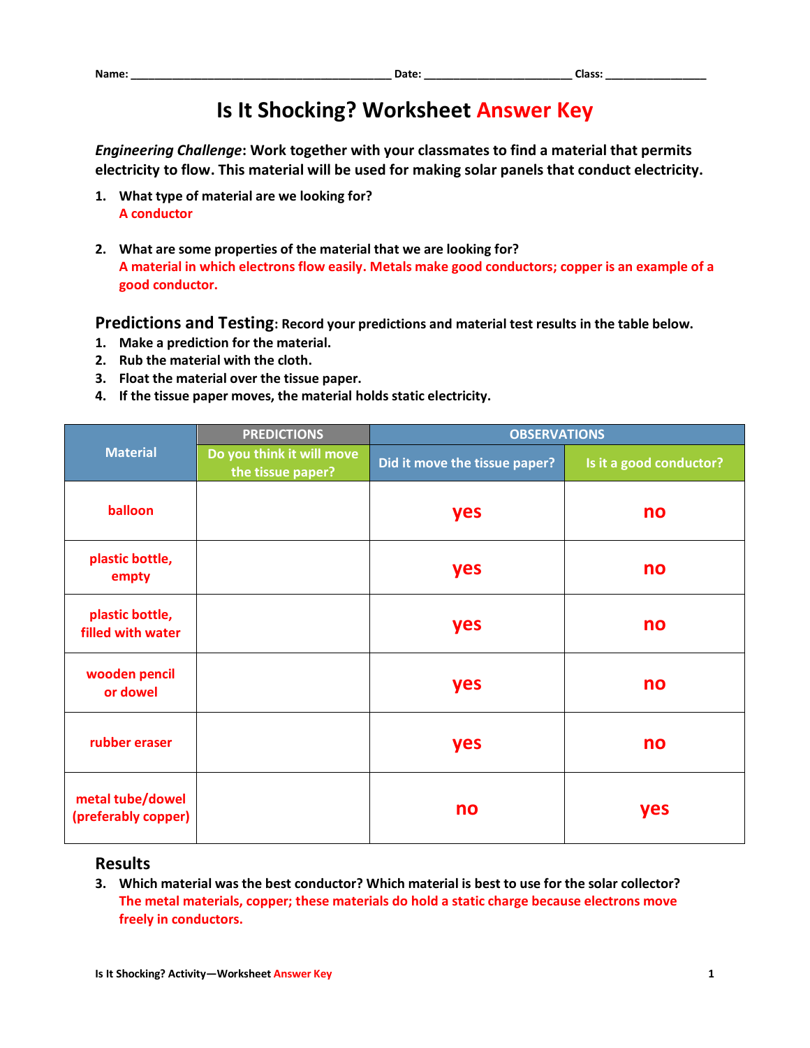Name: ___________________________________________ Date: ________________________ Class: _________________

# Is It Shocking? Worksheet Answer Key

***Engineering Challenge*: Work together with your classmates to find a material that permits electricity to flow. This material will be used for making solar panels that conduct electricity.**

1. **What type of material are we looking for?**
   A conductor

2. **What are some properties of the material that we are looking for?**
   A material in which electrons flow easily. Metals make good conductors; copper is an example of a good conductor.

## Predictions and Testing: Record your predictions and material test results in the table below.

1. **Make a prediction for the material.**
2. **Rub the material with the cloth.**
3. **Float the material over the tissue paper.**
4. **If the tissue paper moves, the material holds static electricity.**

| Material | PREDICTIONS | OBSERVATIONS | |
|---|---|---|---|
| | Do you think it will move the tissue paper? | Did it move the tissue paper? | Is it a good conductor? |
| balloon | | yes | no |
| plastic bottle, empty | | yes | no |
| plastic bottle, filled with water | | yes | no |
| wooden pencil or dowel | | yes | no |
| rubber eraser | | yes | no |
| metal tube/dowel (preferably copper) | | no | yes |

## Results

3. **Which material was the best conductor? Which material is best to use for the solar collector?**
   The metal materials, copper; these materials do hold a static charge because electrons move freely in conductors.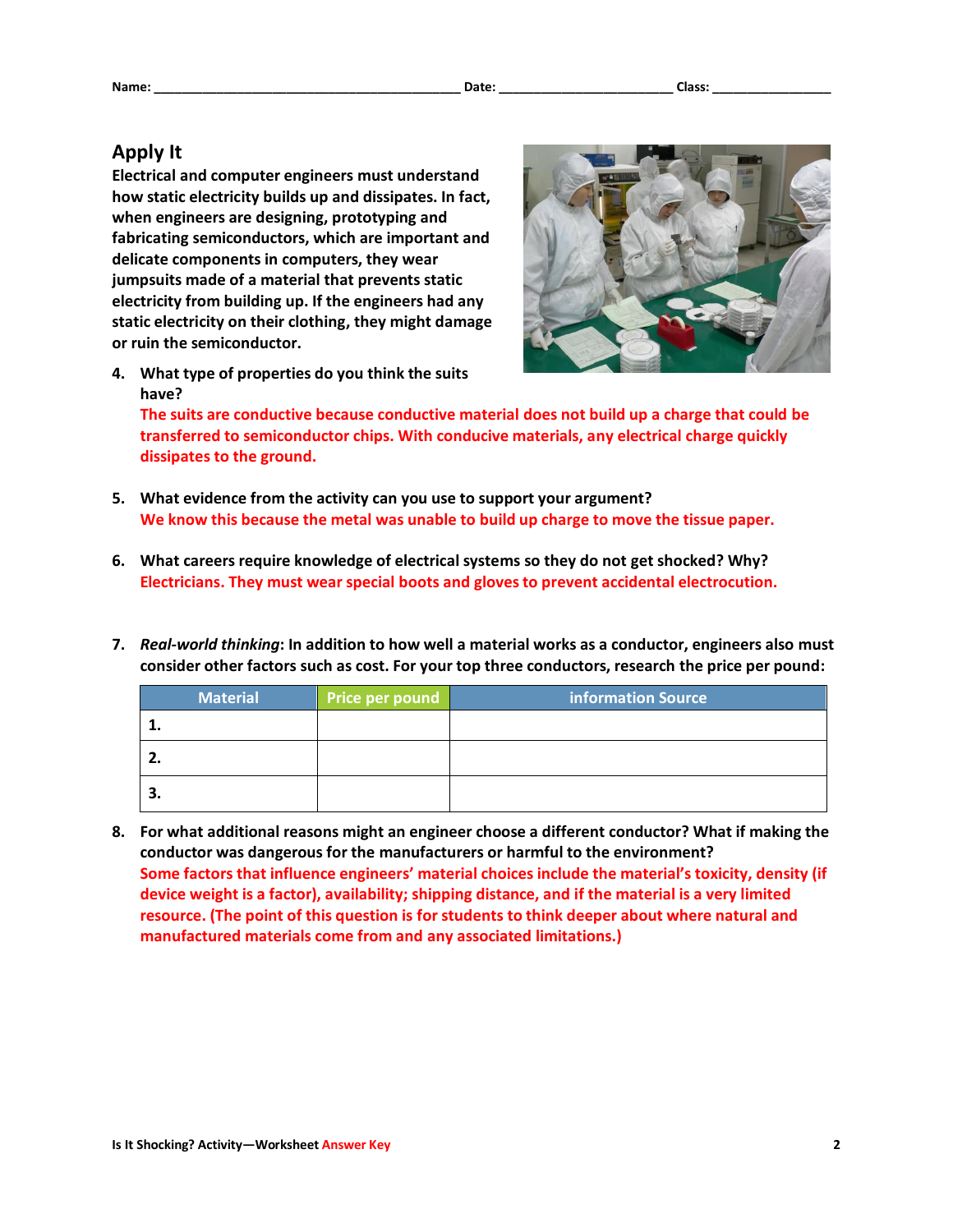Name: ___________________________________________ Date: ________________________ Class: _________________

## Apply It

**Electrical and computer engineers must understand how static electricity builds up and dissipates. In fact, when engineers are designing, prototyping and fabricating semiconductors, which are important and delicate components in computers, they wear jumpsuits made of a material that prevents static electricity from building up. If the engineers had any static electricity on their clothing, they might damage or ruin the semiconductor.**

4. **What type of properties do you think the suits have?**
   The suits are conductive because conductive material does not build up a charge that could be transferred to semiconductor chips. With conducive materials, any electrical charge quickly dissipates to the ground.

5. **What evidence from the activity can you use to support your argument?**
   We know this because the metal was unable to build up charge to move the tissue paper.

6. **What careers require knowledge of electrical systems so they do not get shocked? Why?**
   Electricians. They must wear special boots and gloves to prevent accidental electrocution.

7. ***Real-world thinking*: In addition to how well a material works as a conductor, engineers also must consider other factors such as cost. For your top three conductors, research the price per pound:**

| Material | Price per pound | information Source |
|---|---|---|
| **1.** | | |
| **2.** | | |
| **3.** | | |

8. **For what additional reasons might an engineer choose a different conductor? What if making the conductor was dangerous for the manufacturers or harmful to the environment?**
   Some factors that influence engineers' material choices include the material's toxicity, density (if device weight is a factor), availability; shipping distance, and if the material is a very limited resource. (The point of this question is for students to think deeper about where natural and manufactured materials come from and any associated limitations.)

Is It Shocking? Activity—Worksheet Answer Key